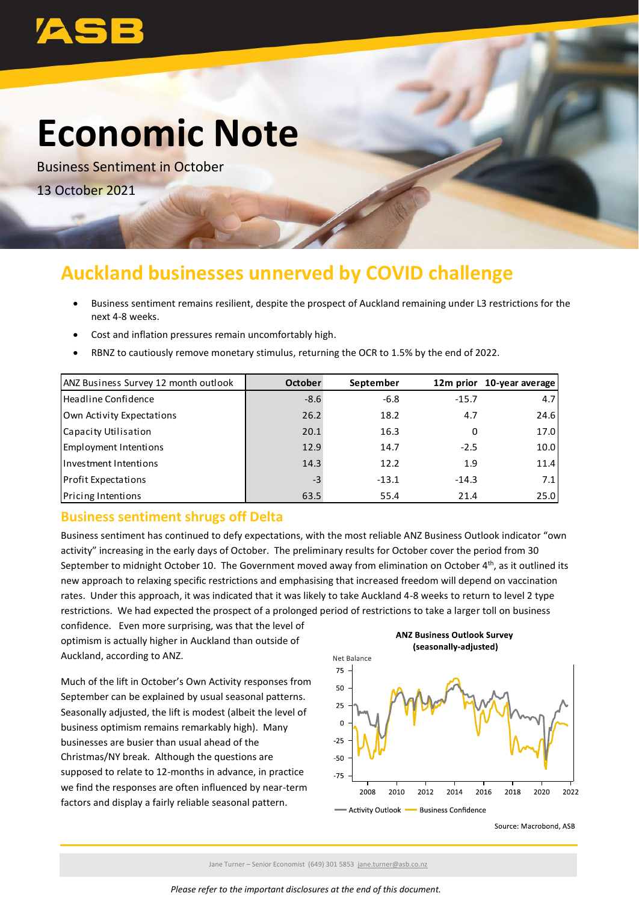# Economic Note

Business Sentiment in October

13 October 2021

## Auckland businesses unnerved by COVID challenge

- Business sentiment remains resilient, despite the prospect of Auckland remaining under L3 restrictions for the next 4-8 weeks.
- Cost and inflation pressures remain uncomfortably high.
- RBNZ to cautiously remove monetary stimulus, returning the OCR to 1.5% by the end of 2022.

| ANZ Business Survey 12 month outlook | October | September | 12m prior | 10-year average |
|---|---|---|---|---|
| Headline Confidence | -8.6 | -6.8 | -15.7 | 4.7 |
| Own Activity Expectations | 26.2 | 18.2 | 4.7 | 24.6 |
| Capacity Utilisation | 20.1 | 16.3 | 0 | 17.0 |
| Employment Intentions | 12.9 | 14.7 | -2.5 | 10.0 |
| Investment Intentions | 14.3 | 12.2 | 1.9 | 11.4 |
| Profit Expectations | -3 | -13.1 | -14.3 | 7.1 |
| Pricing Intentions | 63.5 | 55.4 | 21.4 | 25.0 |

### Business sentiment shrugs off Delta

Business sentiment has continued to defy expectations, with the most reliable ANZ Business Outlook indicator "own activity" increasing in the early days of October. The preliminary results for October cover the period from 30 September to midnight October 10. The Government moved away from elimination on October 4th, as it outlined its new approach to relaxing specific restrictions and emphasising that increased freedom will depend on vaccination rates. Under this approach, it was indicated that it was likely to take Auckland 4-8 weeks to return to level 2 type restrictions. We had expected the prospect of a prolonged period of restrictions to take a larger toll on business confidence. Even more surprising, was that the level of optimism is actually higher in Auckland than outside of Auckland, according to ANZ.

Much of the lift in October's Own Activity responses from September can be explained by usual seasonal patterns. Seasonally adjusted, the lift is modest (albeit the level of business optimism remains remarkably high). Many businesses are busier than usual ahead of the Christmas/NY break. Although the questions are supposed to relate to 12-months in advance, in practice we find the responses are often influenced by near-term factors and display a fairly reliable seasonal pattern.

**ANZ Business Outlook Survey (seasonally-adjusted)**

Source: Macrobond, ASB

Jane Turner – Senior Economist (649) 301 5853 jane.turner@asb.co.nz

*Please refer to the important disclosures at the end of this document.*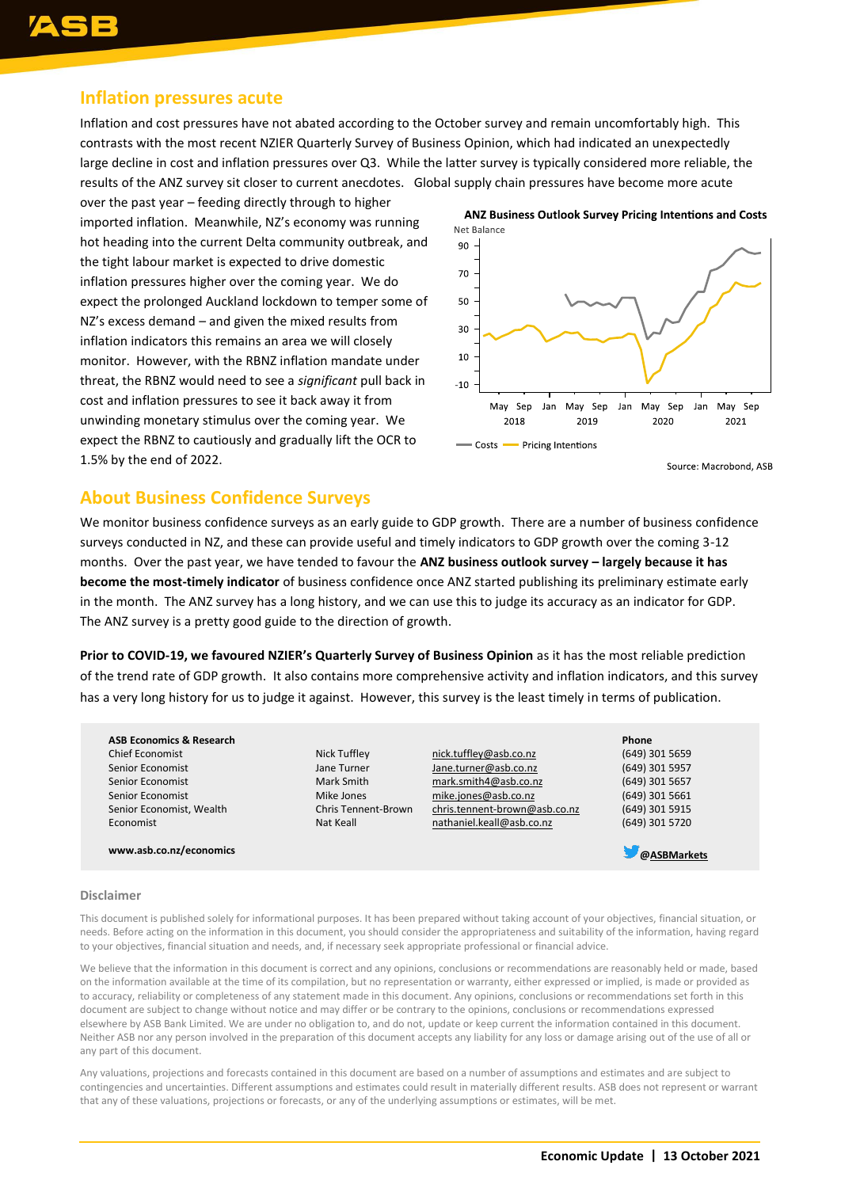## Inflation pressures acute

Inflation and cost pressures have not abated according to the October survey and remain uncomfortably high. This contrasts with the most recent NZIER Quarterly Survey of Business Opinion, which had indicated an unexpectedly large decline in cost and inflation pressures over Q3. While the latter survey is typically considered more reliable, the results of the ANZ survey sit closer to current anecdotes. Global supply chain pressures have become more acute over the past year – feeding directly through to higher imported inflation. Meanwhile, NZ's economy was running hot heading into the current Delta community outbreak, and the tight labour market is expected to drive domestic inflation pressures higher over the coming year. We do expect the prolonged Auckland lockdown to temper some of NZ's excess demand – and given the mixed results from inflation indicators this remains an area we will closely monitor. However, with the RBNZ inflation mandate under threat, the RBNZ would need to see a *significant* pull back in cost and inflation pressures to see it back away it from unwinding monetary stimulus over the coming year. We expect the RBNZ to cautiously and gradually lift the OCR to 1.5% by the end of 2022.

**ANZ Business Outlook Survey Pricing Intentions and Costs**

Net Balance

90
70
50
30
10
-10

May Sep 2018 Jan May Sep 2019 Jan May Sep 2020 Jan May Sep 2021

Costs — Pricing Intentions

Source: Macrobond, ASB

## About Business Confidence Surveys

We monitor business confidence surveys as an early guide to GDP growth. There are a number of business confidence surveys conducted in NZ, and these can provide useful and timely indicators to GDP growth over the coming 3-12 months. Over the past year, we have tended to favour the **ANZ business outlook survey – largely because it has become the most-timely indicator** of business confidence once ANZ started publishing its preliminary estimate early in the month. The ANZ survey has a long history, and we can use this to judge its accuracy as an indicator for GDP. The ANZ survey is a pretty good guide to the direction of growth.

**Prior to COVID-19, we favoured NZIER's Quarterly Survey of Business Opinion** as it has the most reliable prediction of the trend rate of GDP growth. It also contains more comprehensive activity and inflation indicators, and this survey has a very long history for us to judge it against. However, this survey is the least timely in terms of publication.

| **ASB Economics & Research** | | | **Phone** |
|---|---|---|---|
| Chief Economist | Nick Tuffley | nick.tuffley@asb.co.nz | (649) 301 5659 |
| Senior Economist | Jane Turner | Jane.turner@asb.co.nz | (649) 301 5957 |
| Senior Economist | Mark Smith | mark.smith4@asb.co.nz | (649) 301 5657 |
| Senior Economist | Mike Jones | mike.jones@asb.co.nz | (649) 301 5661 |
| Senior Economist, Wealth | Chris Tennent-Brown | chris.tennent-brown@asb.co.nz | (649) 301 5915 |
| Economist | Nat Keall | nathaniel.keall@asb.co.nz | (649) 301 5720 |

**www.asb.co.nz/economics**

**@ASBMarkets**

### Disclaimer

This document is published solely for informational purposes. It has been prepared without taking account of your objectives, financial situation, or needs. Before acting on the information in this document, you should consider the appropriateness and suitability of the information, having regard to your objectives, financial situation and needs, and, if necessary seek appropriate professional or financial advice.

We believe that the information in this document is correct and any opinions, conclusions or recommendations are reasonably held or made, based on the information available at the time of its compilation, but no representation or warranty, either expressed or implied, is made or provided as to accuracy, reliability or completeness of any statement made in this document. Any opinions, conclusions or recommendations set forth in this document are subject to change without notice and may differ or be contrary to the opinions, conclusions or recommendations expressed elsewhere by ASB Bank Limited. We are under no obligation to, and do not, update or keep current the information contained in this document. Neither ASB nor any person involved in the preparation of this document accepts any liability for any loss or damage arising out of the use of all or any part of this document.

Any valuations, projections and forecasts contained in this document are based on a number of assumptions and estimates and are subject to contingencies and uncertainties. Different assumptions and estimates could result in materially different results. ASB does not represent or warrant that any of these valuations, projections or forecasts, or any of the underlying assumptions or estimates, will be met.